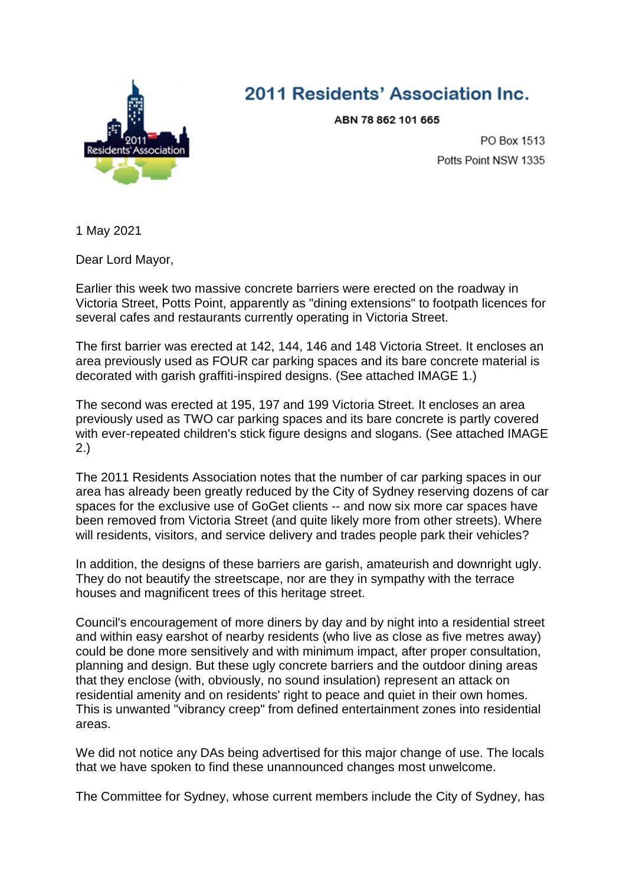# 2011 Residents' Association Inc.

**ABN 78 862 101 665**

PO Box 1513
Potts Point NSW 1335

1 May 2021

Dear Lord Mayor,

Earlier this week two massive concrete barriers were erected on the roadway in Victoria Street, Potts Point, apparently as "dining extensions" to footpath licences for several cafes and restaurants currently operating in Victoria Street.

The first barrier was erected at 142, 144, 146 and 148 Victoria Street. It encloses an area previously used as FOUR car parking spaces and its bare concrete material is decorated with garish graffiti-inspired designs. (See attached IMAGE 1.)

The second was erected at 195, 197 and 199 Victoria Street. It encloses an area previously used as TWO car parking spaces and its bare concrete is partly covered with ever-repeated children's stick figure designs and slogans. (See attached IMAGE 2.)

The 2011 Residents Association notes that the number of car parking spaces in our area has already been greatly reduced by the City of Sydney reserving dozens of car spaces for the exclusive use of GoGet clients -- and now six more car spaces have been removed from Victoria Street (and quite likely more from other streets). Where will residents, visitors, and service delivery and trades people park their vehicles?

In addition, the designs of these barriers are garish, amateurish and downright ugly. They do not beautify the streetscape, nor are they in sympathy with the terrace houses and magnificent trees of this heritage street.

Council's encouragement of more diners by day and by night into a residential street and within easy earshot of nearby residents (who live as close as five metres away) could be done more sensitively and with minimum impact, after proper consultation, planning and design. But these ugly concrete barriers and the outdoor dining areas that they enclose (with, obviously, no sound insulation) represent an attack on residential amenity and on residents' right to peace and quiet in their own homes. This is unwanted "vibrancy creep" from defined entertainment zones into residential areas.

We did not notice any DAs being advertised for this major change of use. The locals that we have spoken to find these unannounced changes most unwelcome.

The Committee for Sydney, whose current members include the City of Sydney, has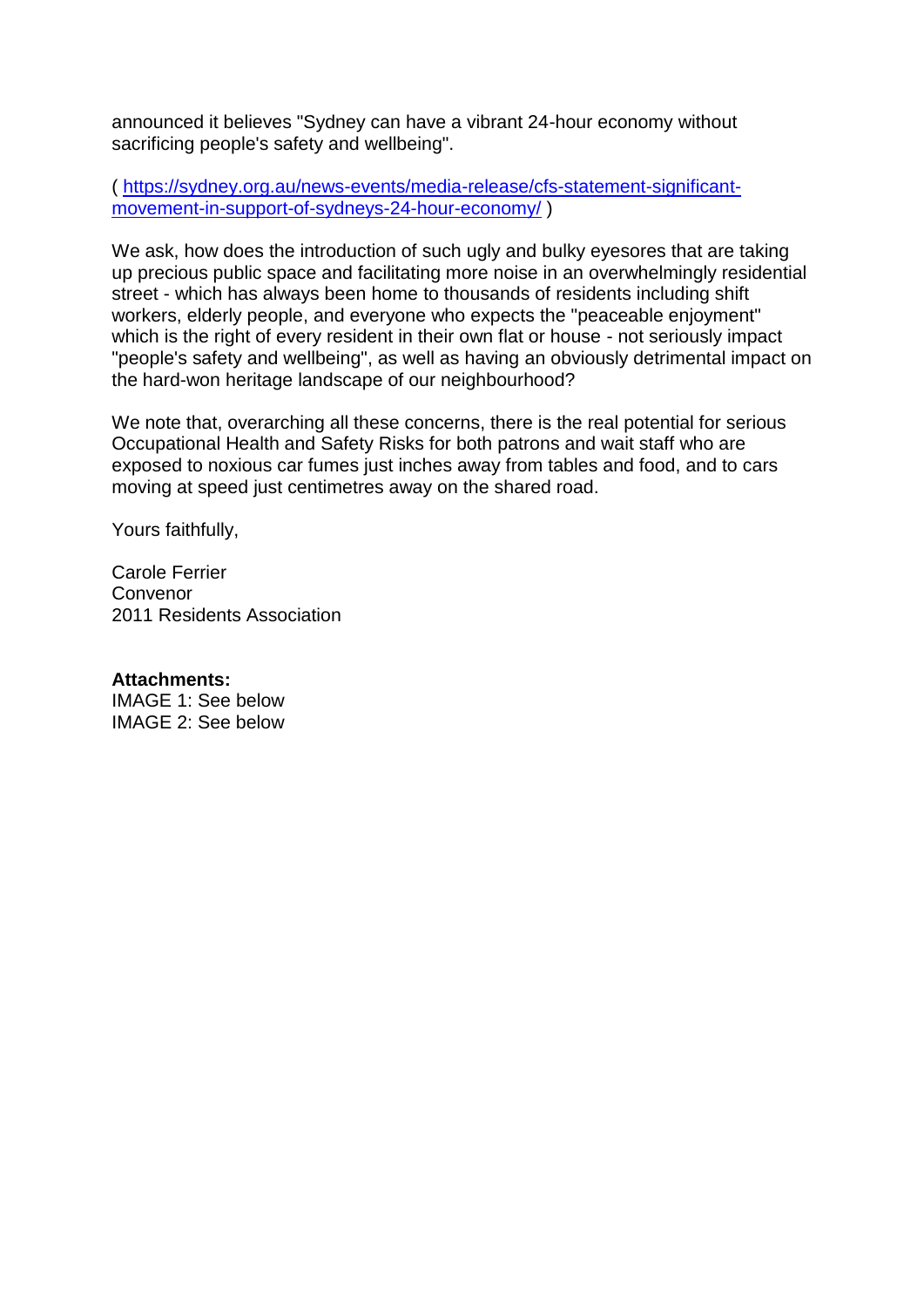announced it believes "Sydney can have a vibrant 24-hour economy without sacrificing people's safety and wellbeing".

( [https://sydney.org.au/news-events/media-release/cfs-statement-significant-movement-in-support-of-sydneys-24-hour-economy/](https://sydney.org.au/news-events/media-release/cfs-statement-significant-movement-in-support-of-sydneys-24-hour-economy/) )

We ask, how does the introduction of such ugly and bulky eyesores that are taking up precious public space and facilitating more noise in an overwhelmingly residential street - which has always been home to thousands of residents including shift workers, elderly people, and everyone who expects the "peaceable enjoyment" which is the right of every resident in their own flat or house - not seriously impact "people's safety and wellbeing", as well as having an obviously detrimental impact on the hard-won heritage landscape of our neighbourhood?

We note that, overarching all these concerns, there is the real potential for serious Occupational Health and Safety Risks for both patrons and wait staff who are exposed to noxious car fumes just inches away from tables and food, and to cars moving at speed just centimetres away on the shared road.

Yours faithfully,

Carole Ferrier  
Convenor  
2011 Residents Association

**Attachments:**  
IMAGE 1: See below  
IMAGE 2: See below